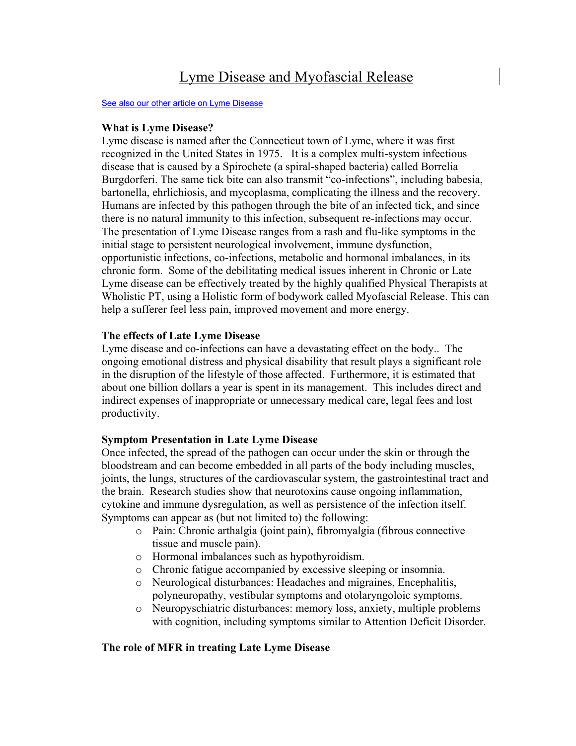# Lyme Disease and Myofascial Release

[See also our other article on Lyme Disease]

**What is Lyme Disease?**

Lyme disease is named after the Connecticut town of Lyme, where it was first recognized in the United States in 1975. It is a complex multi-system infectious disease that is caused by a Spirochete (a spiral-shaped bacteria) called Borrelia Burgdorferi. The same tick bite can also transmit "co-infections", including babesia, bartonella, ehrlichiosis, and mycoplasma, complicating the illness and the recovery. Humans are infected by this pathogen through the bite of an infected tick, and since there is no natural immunity to this infection, subsequent re-infections may occur. The presentation of Lyme Disease ranges from a rash and flu-like symptoms in the initial stage to persistent neurological involvement, immune dysfunction, opportunistic infections, co-infections, metabolic and hormonal imbalances, in its chronic form. Some of the debilitating medical issues inherent in Chronic or Late Lyme disease can be effectively treated by the highly qualified Physical Therapists at Wholistic PT, using a Holistic form of bodywork called Myofascial Release. This can help a sufferer feel less pain, improved movement and more energy.

**The effects of Late Lyme Disease**

Lyme disease and co-infections can have a devastating effect on the body.. The ongoing emotional distress and physical disability that result plays a significant role in the disruption of the lifestyle of those affected. Furthermore, it is estimated that about one billion dollars a year is spent in its management. This includes direct and indirect expenses of inappropriate or unnecessary medical care, legal fees and lost productivity.

**Symptom Presentation in Late Lyme Disease**

Once infected, the spread of the pathogen can occur under the skin or through the bloodstream and can become embedded in all parts of the body including muscles, joints, the lungs, structures of the cardiovascular system, the gastrointestinal tract and the brain. Research studies show that neurotoxins cause ongoing inflammation, cytokine and immune dysregulation, as well as persistence of the infection itself. Symptoms can appear as (but not limited to) the following:

- Pain: Chronic arthalgia (joint pain), fibromyalgia (fibrous connective tissue and muscle pain).
- Hormonal imbalances such as hypothyroidism.
- Chronic fatigue accompanied by excessive sleeping or insomnia.
- Neurological disturbances: Headaches and migraines, Encephalitis, polyneuropathy, vestibular symptoms and otolaryngoloic symptoms.
- Neuropyschiatric disturbances: memory loss, anxiety, multiple problems with cognition, including symptoms similar to Attention Deficit Disorder.

**The role of MFR in treating Late Lyme Disease**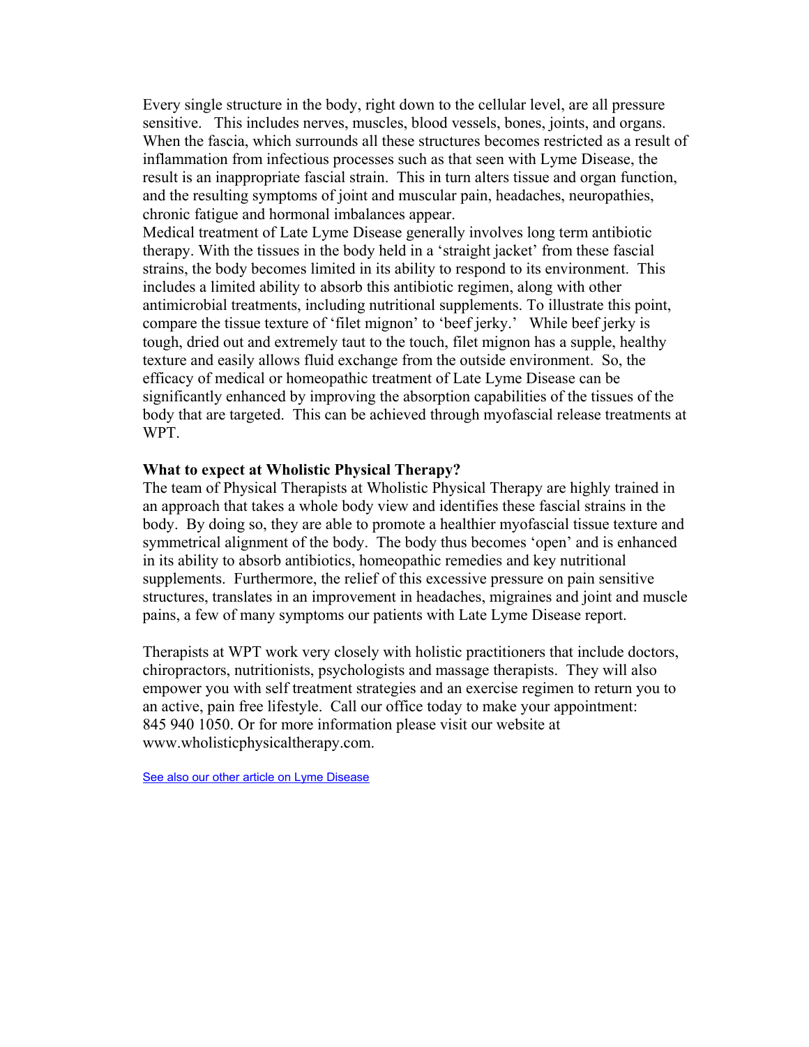Every single structure in the body, right down to the cellular level, are all pressure sensitive. This includes nerves, muscles, blood vessels, bones, joints, and organs. When the fascia, which surrounds all these structures becomes restricted as a result of inflammation from infectious processes such as that seen with Lyme Disease, the result is an inappropriate fascial strain. This in turn alters tissue and organ function, and the resulting symptoms of joint and muscular pain, headaches, neuropathies, chronic fatigue and hormonal imbalances appear.
Medical treatment of Late Lyme Disease generally involves long term antibiotic therapy. With the tissues in the body held in a 'straight jacket' from these fascial strains, the body becomes limited in its ability to respond to its environment. This includes a limited ability to absorb this antibiotic regimen, along with other antimicrobial treatments, including nutritional supplements. To illustrate this point, compare the tissue texture of 'filet mignon' to 'beef jerky.' While beef jerky is tough, dried out and extremely taut to the touch, filet mignon has a supple, healthy texture and easily allows fluid exchange from the outside environment. So, the efficacy of medical or homeopathic treatment of Late Lyme Disease can be significantly enhanced by improving the absorption capabilities of the tissues of the body that are targeted. This can be achieved through myofascial release treatments at WPT.

**What to expect at Wholistic Physical Therapy?**
The team of Physical Therapists at Wholistic Physical Therapy are highly trained in an approach that takes a whole body view and identifies these fascial strains in the body. By doing so, they are able to promote a healthier myofascial tissue texture and symmetrical alignment of the body. The body thus becomes 'open' and is enhanced in its ability to absorb antibiotics, homeopathic remedies and key nutritional supplements. Furthermore, the relief of this excessive pressure on pain sensitive structures, translates in an improvement in headaches, migraines and joint and muscle pains, a few of many symptoms our patients with Late Lyme Disease report.

Therapists at WPT work very closely with holistic practitioners that include doctors, chiropractors, nutritionists, psychologists and massage therapists. They will also empower you with self treatment strategies and an exercise regimen to return you to an active, pain free lifestyle. Call our office today to make your appointment: 845 940 1050. Or for more information please visit our website at www.wholisticphysicaltherapy.com.

See also our other article on Lyme Disease